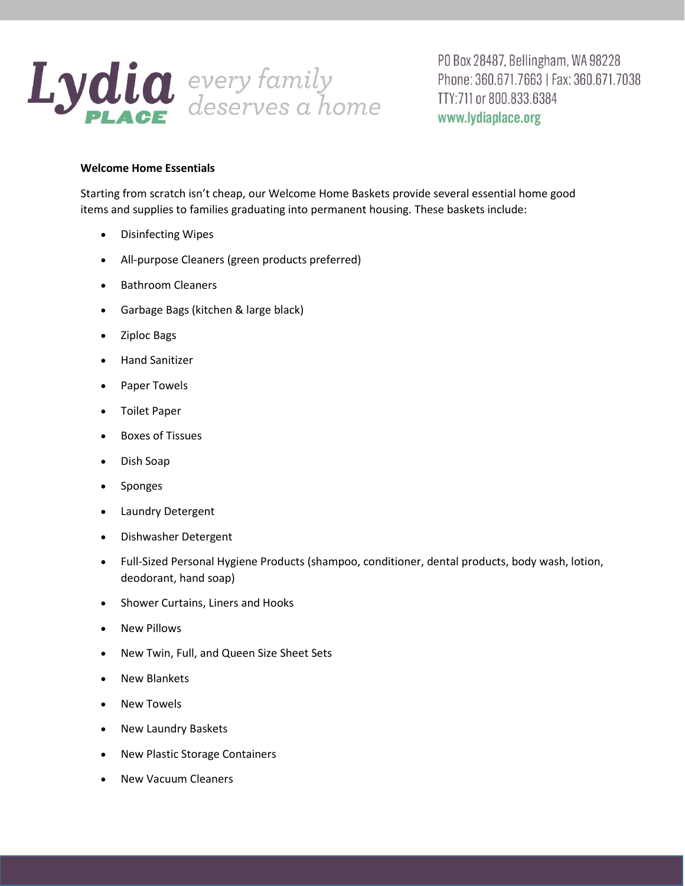Lydia PLACE *every family deserves a home*

PO Box 28487, Bellingham, WA 98228
Phone: 360.671.7663 | Fax: 360.671.7038
TTY:711 or 800.833.6384
www.lydiaplace.org

**Welcome Home Essentials**

Starting from scratch isn't cheap, our Welcome Home Baskets provide several essential home good items and supplies to families graduating into permanent housing. These baskets include:

- Disinfecting Wipes
- All-purpose Cleaners (green products preferred)
- Bathroom Cleaners
- Garbage Bags (kitchen & large black)
- Ziploc Bags
- Hand Sanitizer
- Paper Towels
- Toilet Paper
- Boxes of Tissues
- Dish Soap
- Sponges
- Laundry Detergent
- Dishwasher Detergent
- Full-Sized Personal Hygiene Products (shampoo, conditioner, dental products, body wash, lotion, deodorant, hand soap)
- Shower Curtains, Liners and Hooks
- New Pillows
- New Twin, Full, and Queen Size Sheet Sets
- New Blankets
- New Towels
- New Laundry Baskets
- New Plastic Storage Containers
- New Vacuum Cleaners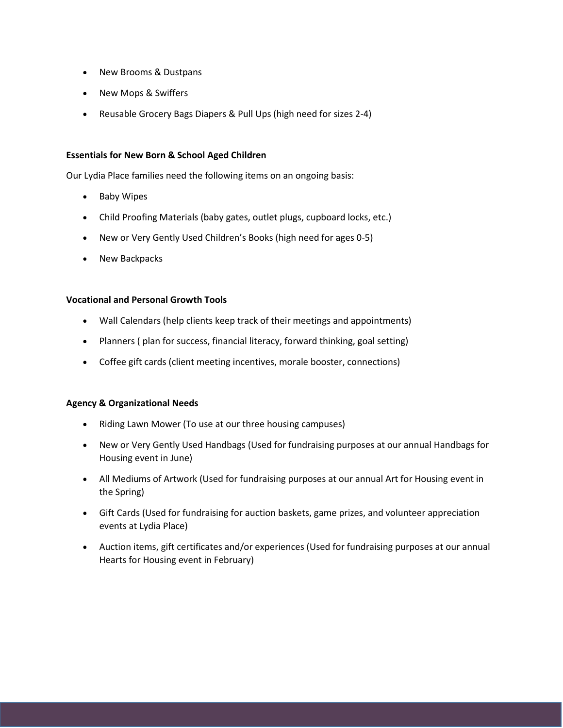- New Brooms & Dustpans
- New Mops & Swiffers
- Reusable Grocery Bags Diapers & Pull Ups (high need for sizes 2-4)

**Essentials for New Born & School Aged Children**

Our Lydia Place families need the following items on an ongoing basis:

- Baby Wipes
- Child Proofing Materials (baby gates, outlet plugs, cupboard locks, etc.)
- New or Very Gently Used Children's Books (high need for ages 0-5)
- New Backpacks

**Vocational and Personal Growth Tools**

- Wall Calendars (help clients keep track of their meetings and appointments)
- Planners ( plan for success, financial literacy, forward thinking, goal setting)
- Coffee gift cards (client meeting incentives, morale booster, connections)

**Agency & Organizational Needs**

- Riding Lawn Mower (To use at our three housing campuses)
- New or Very Gently Used Handbags (Used for fundraising purposes at our annual Handbags for Housing event in June)
- All Mediums of Artwork (Used for fundraising purposes at our annual Art for Housing event in the Spring)
- Gift Cards (Used for fundraising for auction baskets, game prizes, and volunteer appreciation events at Lydia Place)
- Auction items, gift certificates and/or experiences (Used for fundraising purposes at our annual Hearts for Housing event in February)